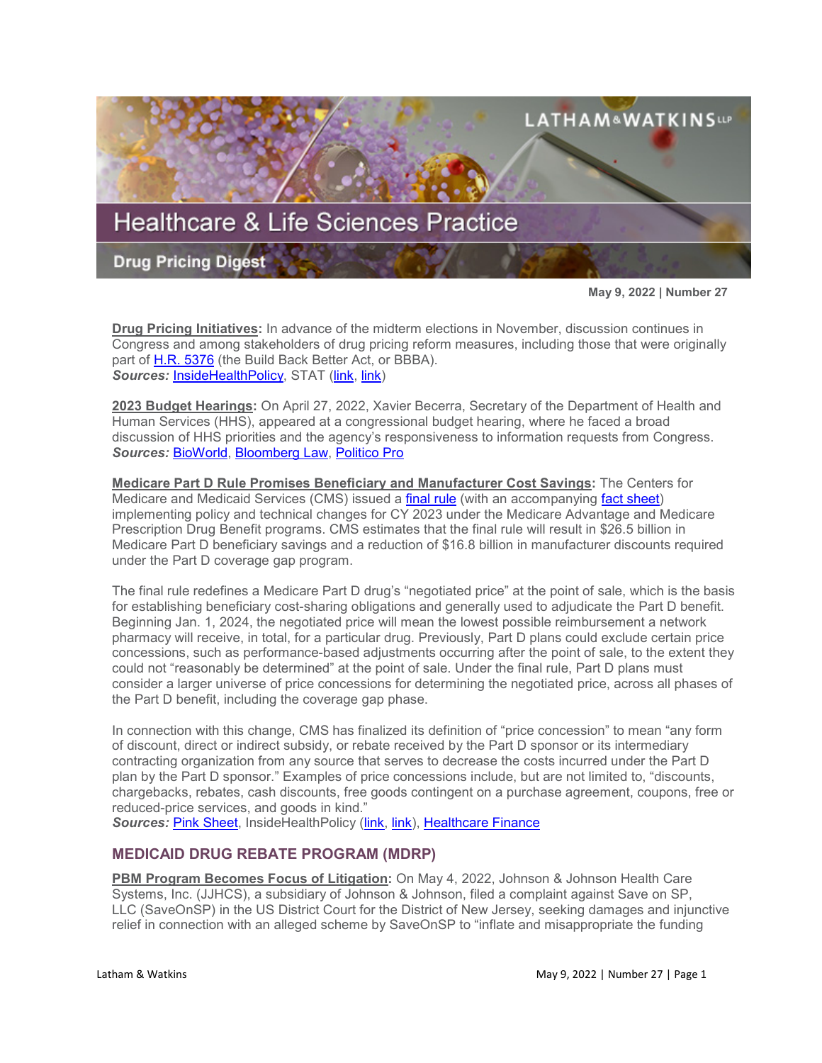# Healthcare & Life Sciences Practice

## Drug Pricing Digest

**May 9, 2022 | Number 27**

**Drug Pricing Initiatives:** In advance of the midterm elections in November, discussion continues in Congress and among stakeholders of drug pricing reform measures, including those that were originally part of H.R. 5376 (the Build Back Better Act, or BBBA).
***Sources:*** InsideHealthPolicy, STAT (link, link)

**2023 Budget Hearings:** On April 27, 2022, Xavier Becerra, Secretary of the Department of Health and Human Services (HHS), appeared at a congressional budget hearing, where he faced a broad discussion of HHS priorities and the agency's responsiveness to information requests from Congress.
***Sources:*** BioWorld, Bloomberg Law, Politico Pro

**Medicare Part D Rule Promises Beneficiary and Manufacturer Cost Savings:** The Centers for Medicare and Medicaid Services (CMS) issued a final rule (with an accompanying fact sheet) implementing policy and technical changes for CY 2023 under the Medicare Advantage and Medicare Prescription Drug Benefit programs. CMS estimates that the final rule will result in $26.5 billion in Medicare Part D beneficiary savings and a reduction of $16.8 billion in manufacturer discounts required under the Part D coverage gap program.

The final rule redefines a Medicare Part D drug's "negotiated price" at the point of sale, which is the basis for establishing beneficiary cost-sharing obligations and generally used to adjudicate the Part D benefit. Beginning Jan. 1, 2024, the negotiated price will mean the lowest possible reimbursement a network pharmacy will receive, in total, for a particular drug. Previously, Part D plans could exclude certain price concessions, such as performance-based adjustments occurring after the point of sale, to the extent they could not "reasonably be determined" at the point of sale. Under the final rule, Part D plans must consider a larger universe of price concessions for determining the negotiated price, across all phases of the Part D benefit, including the coverage gap phase.

In connection with this change, CMS has finalized its definition of "price concession" to mean "any form of discount, direct or indirect subsidy, or rebate received by the Part D sponsor or its intermediary contracting organization from any source that serves to decrease the costs incurred under the Part D plan by the Part D sponsor." Examples of price concessions include, but are not limited to, "discounts, chargebacks, rebates, cash discounts, free goods contingent on a purchase agreement, coupons, free or reduced-price services, and goods in kind."
***Sources:*** Pink Sheet, InsideHealthPolicy (link, link), Healthcare Finance

## MEDICAID DRUG REBATE PROGRAM (MDRP)

**PBM Program Becomes Focus of Litigation:** On May 4, 2022, Johnson & Johnson Health Care Systems, Inc. (JJHCS), a subsidiary of Johnson & Johnson, filed a complaint against Save on SP, LLC (SaveOnSP) in the US District Court for the District of New Jersey, seeking damages and injunctive relief in connection with an alleged scheme by SaveOnSP to "inflate and misappropriate the funding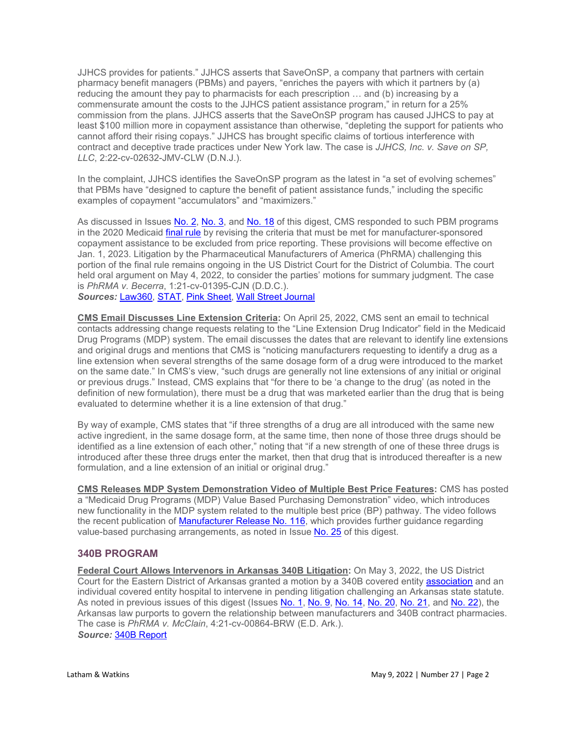JJHCS provides for patients." JJHCS asserts that SaveOnSP, a company that partners with certain pharmacy benefit managers (PBMs) and payers, "enriches the payers with which it partners by (a) reducing the amount they pay to pharmacists for each prescription … and (b) increasing by a commensurate amount the costs to the JJHCS patient assistance program," in return for a 25% commission from the plans. JJHCS asserts that the SaveOnSP program has caused JJHCS to pay at least $100 million more in copayment assistance than otherwise, "depleting the support for patients who cannot afford their rising copays." JJHCS has brought specific claims of tortious interference with contract and deceptive trade practices under New York law. The case is *JJHCS, Inc. v. Save on SP, LLC*, 2:22-cv-02632-JMV-CLW (D.N.J.).

In the complaint, JJHCS identifies the SaveOnSP program as the latest in "a set of evolving schemes" that PBMs have "designed to capture the benefit of patient assistance funds," including the specific examples of copayment "accumulators" and "maximizers."

As discussed in Issues No. 2, No. 3, and No. 18 of this digest, CMS responded to such PBM programs in the 2020 Medicaid final rule by revising the criteria that must be met for manufacturer-sponsored copayment assistance to be excluded from price reporting. These provisions will become effective on Jan. 1, 2023. Litigation by the Pharmaceutical Manufacturers of America (PhRMA) challenging this portion of the final rule remains ongoing in the US District Court for the District of Columbia. The court held oral argument on May 4, 2022, to consider the parties' motions for summary judgment. The case is *PhRMA v. Becerra*, 1:21-cv-01395-CJN (D.D.C.).
***Sources:*** Law360, STAT, Pink Sheet, Wall Street Journal

**CMS Email Discusses Line Extension Criteria:** On April 25, 2022, CMS sent an email to technical contacts addressing change requests relating to the "Line Extension Drug Indicator" field in the Medicaid Drug Programs (MDP) system. The email discusses the dates that are relevant to identify line extensions and original drugs and mentions that CMS is "noticing manufacturers requesting to identify a drug as a line extension when several strengths of the same dosage form of a drug were introduced to the market on the same date." In CMS's view, "such drugs are generally not line extensions of any initial or original or previous drugs." Instead, CMS explains that "for there to be 'a change to the drug' (as noted in the definition of new formulation), there must be a drug that was marketed earlier than the drug that is being evaluated to determine whether it is a line extension of that drug."

By way of example, CMS states that "if three strengths of a drug are all introduced with the same new active ingredient, in the same dosage form, at the same time, then none of those three drugs should be identified as a line extension of each other," noting that "if a new strength of one of these three drugs is introduced after these three drugs enter the market, then that drug that is introduced thereafter is a new formulation, and a line extension of an initial or original drug."

**CMS Releases MDP System Demonstration Video of Multiple Best Price Features:** CMS has posted a "Medicaid Drug Programs (MDP) Value Based Purchasing Demonstration" video, which introduces new functionality in the MDP system related to the multiple best price (BP) pathway. The video follows the recent publication of Manufacturer Release No. 116, which provides further guidance regarding value-based purchasing arrangements, as noted in Issue No. 25 of this digest.

## 340B PROGRAM

**Federal Court Allows Intervenors in Arkansas 340B Litigation:** On May 3, 2022, the US District Court for the Eastern District of Arkansas granted a motion by a 340B covered entity association and an individual covered entity hospital to intervene in pending litigation challenging an Arkansas state statute. As noted in previous issues of this digest (Issues No. 1, No. 9, No. 14, No. 20, No. 21, and No. 22), the Arkansas law purports to govern the relationship between manufacturers and 340B contract pharmacies. The case is *PhRMA v. McClain*, 4:21-cv-00864-BRW (E.D. Ark.).
***Source:*** 340B Report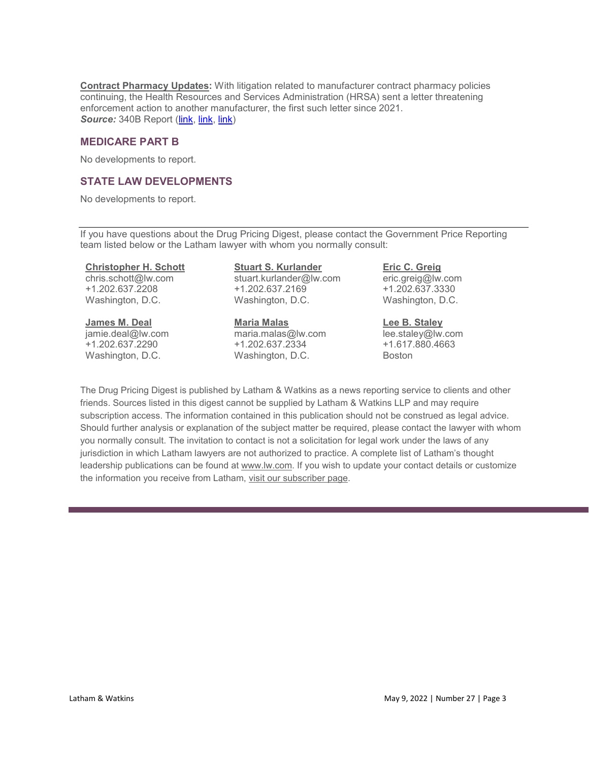**Contract Pharmacy Updates:** With litigation related to manufacturer contract pharmacy policies continuing, the Health Resources and Services Administration (HRSA) sent a letter threatening enforcement action to another manufacturer, the first such letter since 2021.
***Source:*** 340B Report (link, link, link)

## MEDICARE PART B

No developments to report.

## STATE LAW DEVELOPMENTS

No developments to report.

---

If you have questions about the Drug Pricing Digest, please contact the Government Price Reporting team listed below or the Latham lawyer with whom you normally consult:

**Christopher H. Schott**
chris.schott@lw.com
+1.202.637.2208
Washington, D.C.

**Stuart S. Kurlander**
stuart.kurlander@lw.com
+1.202.637.2169
Washington, D.C.

**Eric C. Greig**
eric.greig@lw.com
+1.202.637.3330
Washington, D.C.

**James M. Deal**
jamie.deal@lw.com
+1.202.637.2290
Washington, D.C.

**Maria Malas**
maria.malas@lw.com
+1.202.637.2334
Washington, D.C.

**Lee B. Staley**
lee.staley@lw.com
+1.617.880.4663
Boston

The Drug Pricing Digest is published by Latham & Watkins as a news reporting service to clients and other friends. Sources listed in this digest cannot be supplied by Latham & Watkins LLP and may require subscription access. The information contained in this publication should not be construed as legal advice. Should further analysis or explanation of the subject matter be required, please contact the lawyer with whom you normally consult. The invitation to contact is not a solicitation for legal work under the laws of any jurisdiction in which Latham lawyers are not authorized to practice. A complete list of Latham's thought leadership publications can be found at www.lw.com. If you wish to update your contact details or customize the information you receive from Latham, visit our subscriber page.